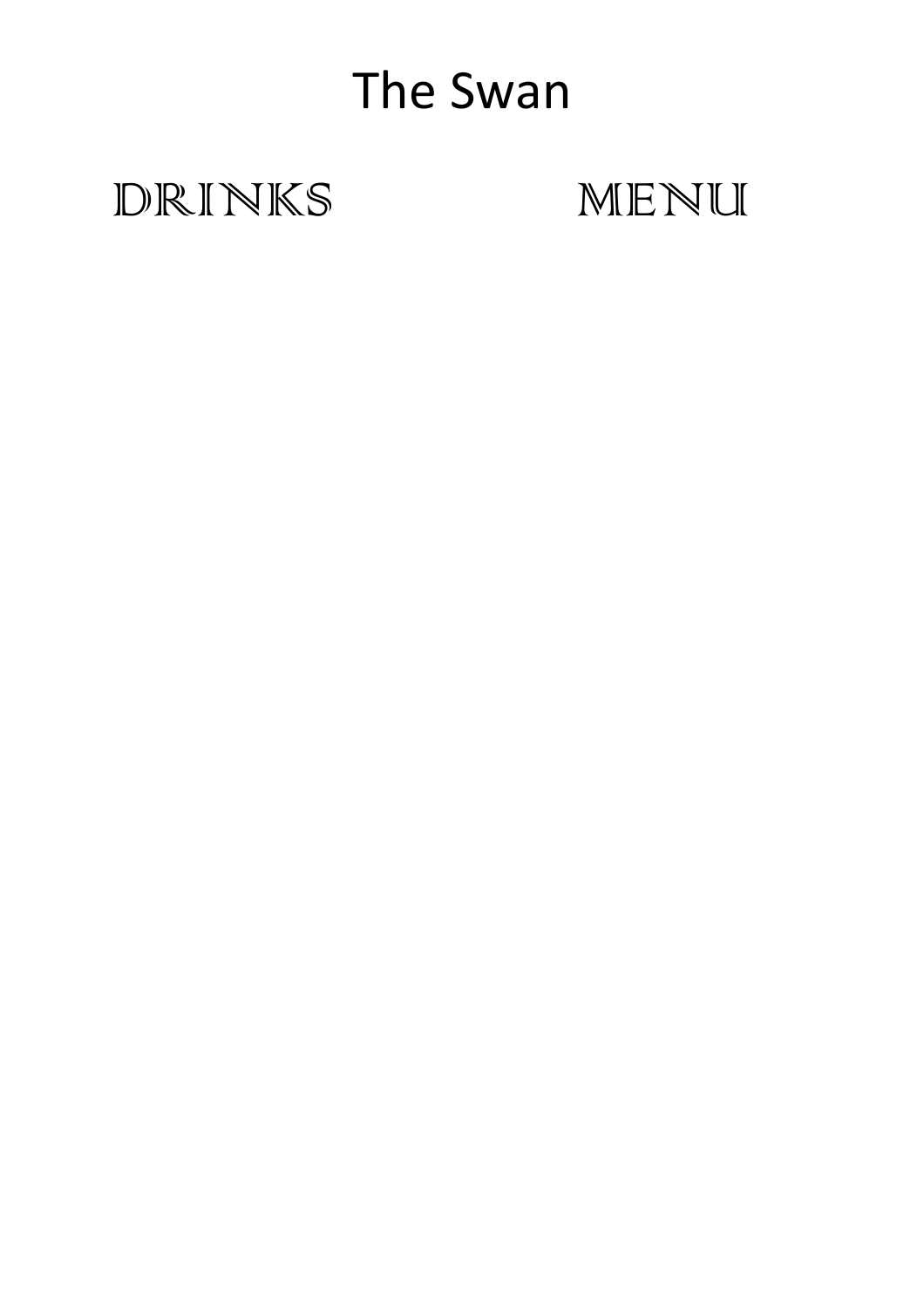# The Swan

## DRINKS MENU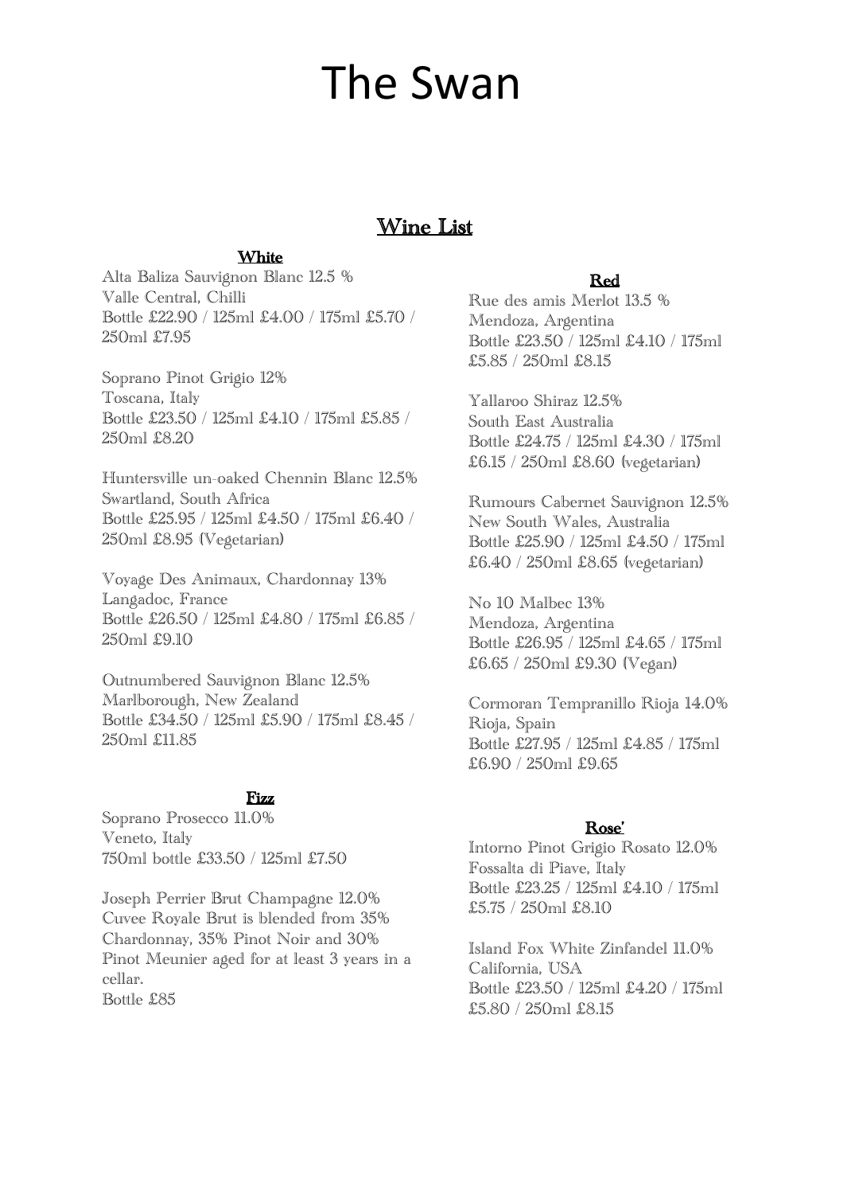# The Swan

## Wine List

### White

Alta Baliza Sauvignon Blanc 12.5 %
Valle Central, Chilli
Bottle £22.90 / 125ml £4.00 / 175ml £5.70 / 250ml £7.95

Soprano Pinot Grigio 12%
Toscana, Italy
Bottle £23.50 / 125ml £4.10 / 175ml £5.85 / 250ml £8.20

Huntersville un-oaked Chennin Blanc 12.5%
Swartland, South Africa
Bottle £25.95 / 125ml £4.50 / 175ml £6.40 / 250ml £8.95 (Vegetarian)

Voyage Des Animaux, Chardonnay 13%
Langadoc, France
Bottle £26.50 / 125ml £4.80 / 175ml £6.85 / 250ml £9.10

Outnumbered Sauvignon Blanc 12.5%
Marlborough, New Zealand
Bottle £34.50 / 125ml £5.90 / 175ml £8.45 / 250ml £11.85

### Fizz

Soprano Prosecco 11.0%
Veneto, Italy
750ml bottle £33.50 / 125ml £7.50

Joseph Perrier Brut Champagne 12.0%
Cuvee Royale Brut is blended from 35% Chardonnay, 35% Pinot Noir and 30% Pinot Meunier aged for at least 3 years in a cellar.
Bottle £85

### Red

Rue des amis Merlot 13.5 %
Mendoza, Argentina
Bottle £23.50 / 125ml £4.10 / 175ml £5.85 / 250ml £8.15

Yallaroo Shiraz 12.5%
South East Australia
Bottle £24.75 / 125ml £4.30 / 175ml £6.15 / 250ml £8.60 (vegetarian)

Rumours Cabernet Sauvignon 12.5%
New South Wales, Australia
Bottle £25.90 / 125ml £4.50 / 175ml £6.40 / 250ml £8.65 (vegetarian)

No 10 Malbec 13%
Mendoza, Argentina
Bottle £26.95 / 125ml £4.65 / 175ml £6.65 / 250ml £9.30 (Vegan)

Cormoran Tempranillo Rioja 14.0%
Rioja, Spain
Bottle £27.95 / 125ml £4.85 / 175ml £6.90 / 250ml £9.65

### Rose'

Intorno Pinot Grigio Rosato 12.0%
Fossalta di Piave, Italy
Bottle £23.25 / 125ml £4.10 / 175ml £5.75 / 250ml £8.10

Island Fox White Zinfandel 11.0%
California, USA
Bottle £23.50 / 125ml £4.20 / 175ml £5.80 / 250ml £8.15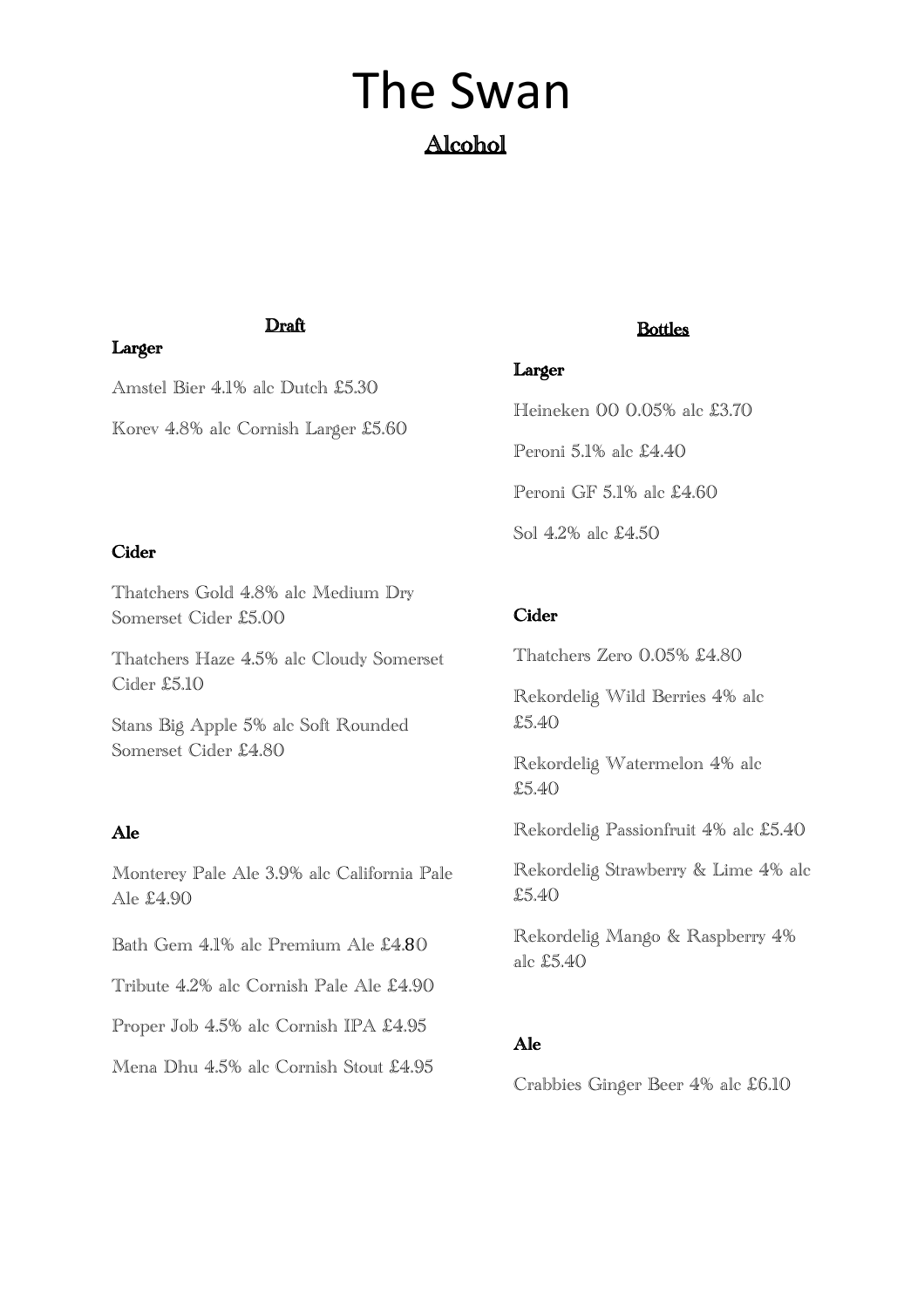# The Swan

## Alcohol

### Draft

**Larger**

Amstel Bier 4.1% alc Dutch £5.30

Korev 4.8% alc Cornish Larger £5.60

**Cider**

Thatchers Gold 4.8% alc Medium Dry Somerset Cider £5.00

Thatchers Haze 4.5% alc Cloudy Somerset Cider £5.10

Stans Big Apple 5% alc Soft Rounded Somerset Cider £4.80

**Ale**

Monterey Pale Ale 3.9% alc California Pale Ale £4.90

Bath Gem 4.1% alc Premium Ale £4.80

Tribute 4.2% alc Cornish Pale Ale £4.90

Proper Job 4.5% alc Cornish IPA £4.95

Mena Dhu 4.5% alc Cornish Stout £4.95

### Bottles

**Larger**

Heineken 00 0.05% alc £3.70

Peroni 5.1% alc £4.40

Peroni GF 5.1% alc £4.60

Sol 4.2% alc £4.50

**Cider**

Thatchers Zero 0.05% £4.80

Rekordelig Wild Berries 4% alc £5.40

Rekordelig Watermelon 4% alc £5.40

Rekordelig Passionfruit 4% alc £5.40

Rekordelig Strawberry & Lime 4% alc £5.40

Rekordelig Mango & Raspberry 4% alc £5.40

**Ale**

Crabbies Ginger Beer 4% alc £6.10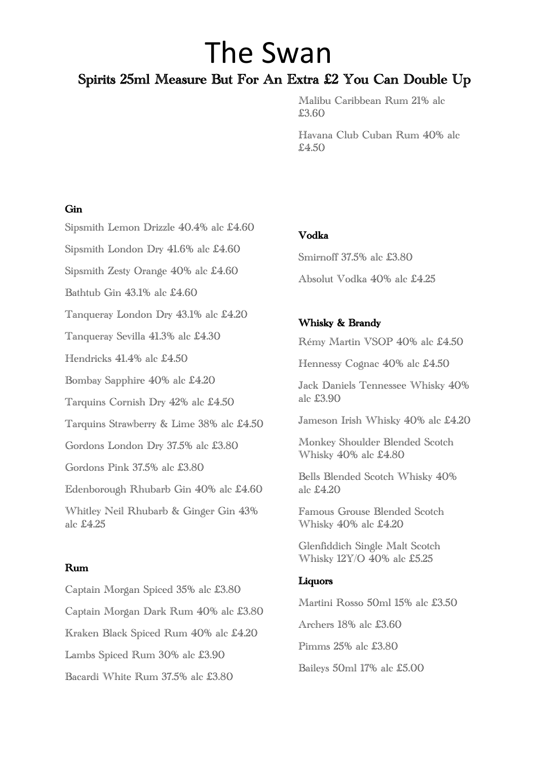# The Swan

## Spirits 25ml Measure But For An Extra £2 You Can Double Up

### Gin

Sipsmith Lemon Drizzle 40.4% alc £4.60

Sipsmith London Dry 41.6% alc £4.60

Sipsmith Zesty Orange 40% alc £4.60

Bathtub Gin 43.1% alc £4.60

Tanqueray London Dry 43.1% alc £4.20

Tanqueray Sevilla 41.3% alc £4.30

Hendricks 41.4% alc £4.50

Bombay Sapphire 40% alc £4.20

Tarquins Cornish Dry 42% alc £4.50

Tarquins Strawberry & Lime 38% alc £4.50

Gordons London Dry 37.5% alc £3.80

Gordons Pink 37.5% alc £3.80

Edenborough Rhubarb Gin 40% alc £4.60

Whitley Neil Rhubarb & Ginger Gin 43% alc £4.25

### Rum

Captain Morgan Spiced 35% alc £3.80

Captain Morgan Dark Rum 40% alc £3.80

Kraken Black Spiced Rum 40% alc £4.20

Lambs Spiced Rum 30% alc £3.90

Bacardi White Rum 37.5% alc £3.80

Malibu Caribbean Rum 21% alc £3.60

Havana Club Cuban Rum 40% alc £4.50

### Vodka

Smirnoff 37.5% alc £3.80

Absolut Vodka 40% alc £4.25

### Whisky & Brandy

Rémy Martin VSOP 40% alc £4.50

Hennessy Cognac 40% alc £4.50

Jack Daniels Tennessee Whisky 40% alc £3.90

Jameson Irish Whisky 40% alc £4.20

Monkey Shoulder Blended Scotch Whisky 40% alc £4.80

Bells Blended Scotch Whisky 40% alc £4.20

Famous Grouse Blended Scotch Whisky 40% alc £4.20

Glenfiddich Single Malt Scotch Whisky 12Y/O 40% alc £5.25

### Liquors

Martini Rosso 50ml 15% alc £3.50

Archers 18% alc £3.60

Pimms 25% alc £3.80

Baileys 50ml 17% alc £5.00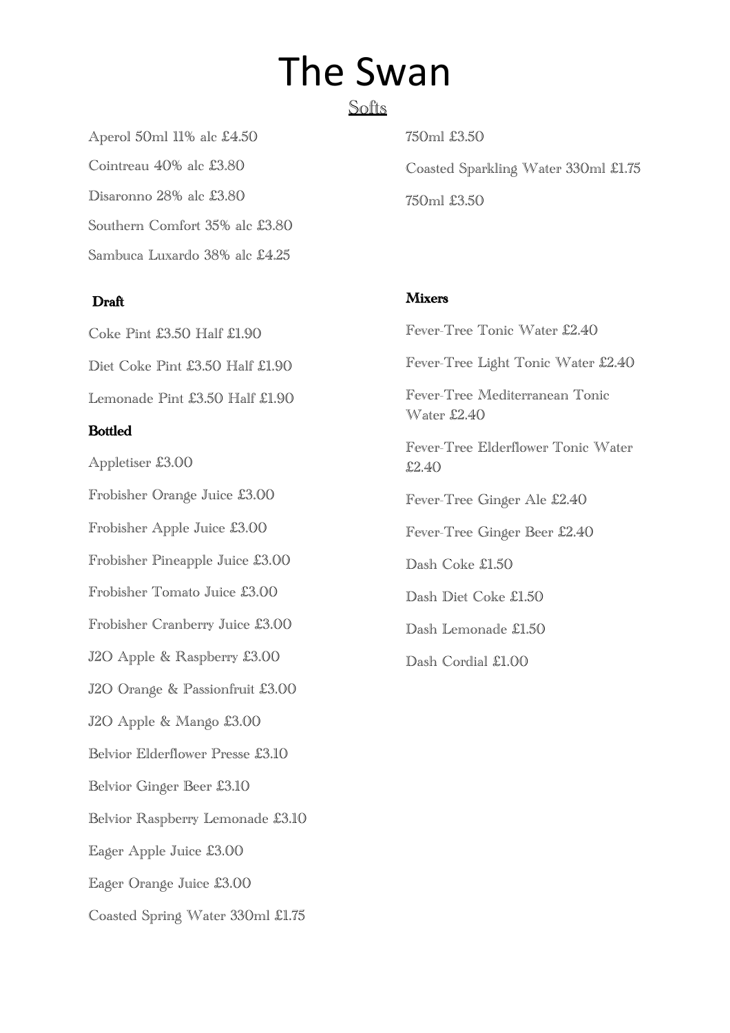# The Swan

## Softs

Aperol 50ml 11% alc £4.50

Cointreau 40% alc £3.80

Disaronno 28% alc £3.80

Southern Comfort 35% alc £3.80

Sambuca Luxardo 38% alc £4.25

**Draft**

Coke Pint £3.50 Half £1.90

Diet Coke Pint £3.50 Half £1.90

Lemonade Pint £3.50 Half £1.90

**Bottled**

Appletiser £3.00

Frobisher Orange Juice £3.00

Frobisher Apple Juice £3.00

Frobisher Pineapple Juice £3.00

Frobisher Tomato Juice £3.00

Frobisher Cranberry Juice £3.00

J2O Apple & Raspberry £3.00

J2O Orange & Passionfruit £3.00

J2O Apple & Mango £3.00

Belvior Elderflower Presse £3.10

Belvior Ginger Beer £3.10

Belvior Raspberry Lemonade £3.10

Eager Apple Juice £3.00

Eager Orange Juice £3.00

Coasted Spring Water 330ml £1.75

750ml £3.50

Coasted Sparkling Water 330ml £1.75

750ml £3.50

**Mixers**

Fever-Tree Tonic Water £2.40

Fever-Tree Light Tonic Water £2.40

Fever-Tree Mediterranean Tonic Water £2.40

Fever-Tree Elderflower Tonic Water £2.40

Fever-Tree Ginger Ale £2.40

Fever-Tree Ginger Beer £2.40

Dash Coke £1.50

Dash Diet Coke £1.50

Dash Lemonade £1.50

Dash Cordial £1.00